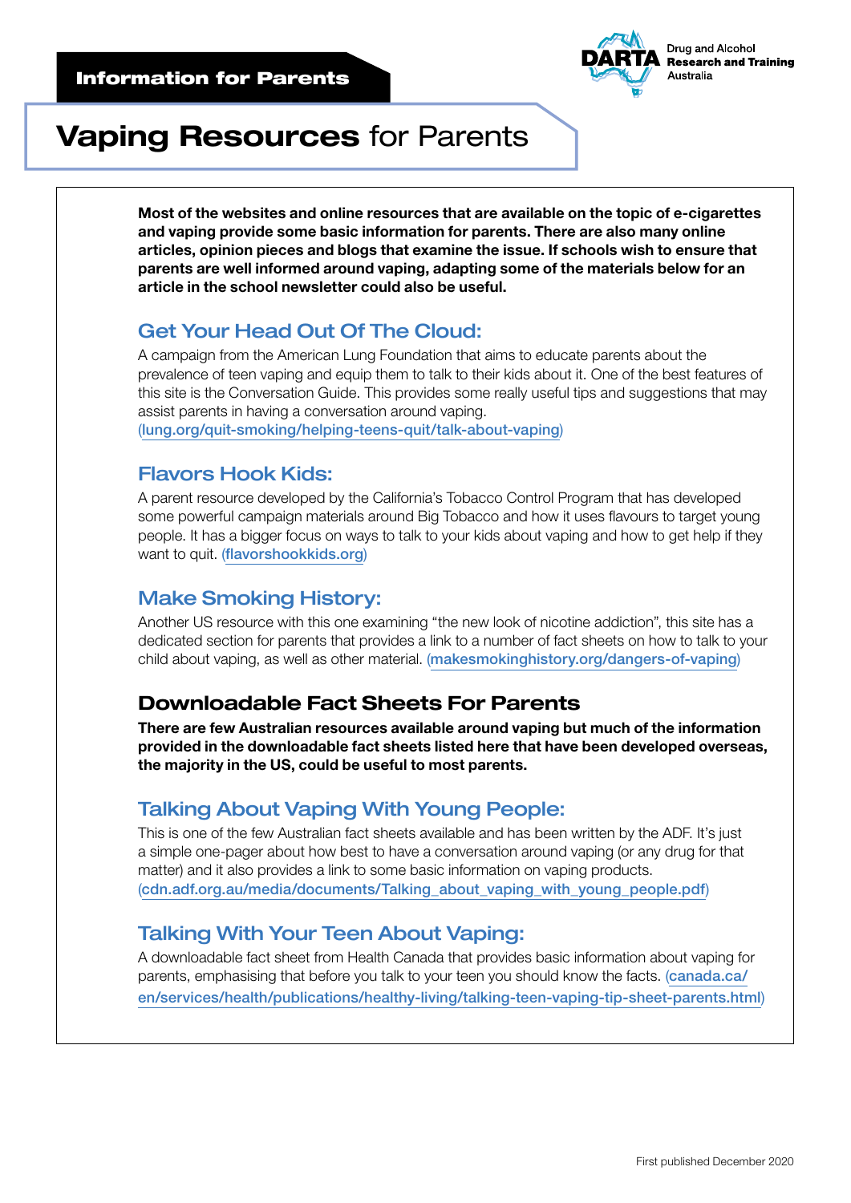Information for Parents

Drug and Alcohol Research and Training Australia

# Vaping Resources for Parents

**Most of the websites and online resources that are available on the topic of e-cigarettes and vaping provide some basic information for parents. There are also many online articles, opinion pieces and blogs that examine the issue. If schools wish to ensure that parents are well informed around vaping, adapting some of the materials below for an article in the school newsletter could also be useful.**

## Get Your Head Out Of The Cloud:

A campaign from the American Lung Foundation that aims to educate parents about the prevalence of teen vaping and equip them to talk to their kids about it. One of the best features of this site is the Conversation Guide. This provides some really useful tips and suggestions that may assist parents in having a conversation around vaping. (lung.org/quit-smoking/helping-teens-quit/talk-about-vaping)

## Flavors Hook Kids:

A parent resource developed by the California's Tobacco Control Program that has developed some powerful campaign materials around Big Tobacco and how it uses flavours to target young people. It has a bigger focus on ways to talk to your kids about vaping and how to get help if they want to quit. (flavorshookkids.org)

## Make Smoking History:

Another US resource with this one examining "the new look of nicotine addiction", this site has a dedicated section for parents that provides a link to a number of fact sheets on how to talk to your child about vaping, as well as other material. (makesmokinghistory.org/dangers-of-vaping)

## Downloadable Fact Sheets For Parents

**There are few Australian resources available around vaping but much of the information provided in the downloadable fact sheets listed here that have been developed overseas, the majority in the US, could be useful to most parents.**

## Talking About Vaping With Young People:

This is one of the few Australian fact sheets available and has been written by the ADF. It's just a simple one-pager about how best to have a conversation around vaping (or any drug for that matter) and it also provides a link to some basic information on vaping products. (cdn.adf.org.au/media/documents/Talking_about_vaping_with_young_people.pdf)

## Talking With Your Teen About Vaping:

A downloadable fact sheet from Health Canada that provides basic information about vaping for parents, emphasising that before you talk to your teen you should know the facts. (canada.ca/en/services/health/publications/healthy-living/talking-teen-vaping-tip-sheet-parents.html)

First published December 2020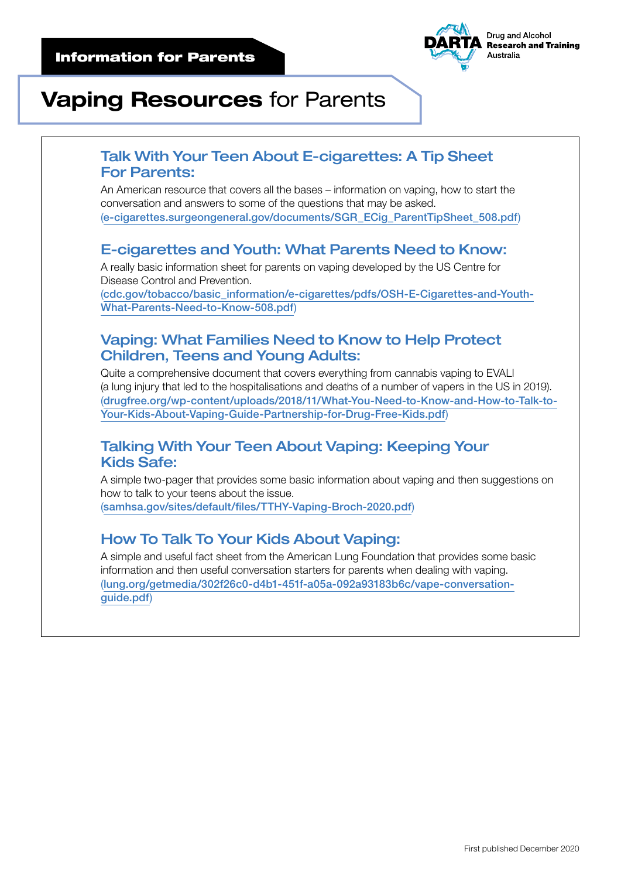**Information for Parents**

Drug and Alcohol Research and Training Australia

# Vaping Resources for Parents

## Talk With Your Teen About E-cigarettes: A Tip Sheet For Parents:

An American resource that covers all the bases – information on vaping, how to start the conversation and answers to some of the questions that may be asked.
(e-cigarettes.surgeongeneral.gov/documents/SGR_ECig_ParentTipSheet_508.pdf)

## E-cigarettes and Youth: What Parents Need to Know:

A really basic information sheet for parents on vaping developed by the US Centre for Disease Control and Prevention.
(cdc.gov/tobacco/basic_information/e-cigarettes/pdfs/OSH-E-Cigarettes-and-Youth-What-Parents-Need-to-Know-508.pdf)

## Vaping: What Families Need to Know to Help Protect Children, Teens and Young Adults:

Quite a comprehensive document that covers everything from cannabis vaping to EVALI (a lung injury that led to the hospitalisations and deaths of a number of vapers in the US in 2019).
(drugfree.org/wp-content/uploads/2018/11/What-You-Need-to-Know-and-How-to-Talk-to-Your-Kids-About-Vaping-Guide-Partnership-for-Drug-Free-Kids.pdf)

## Talking With Your Teen About Vaping: Keeping Your Kids Safe:

A simple two-pager that provides some basic information about vaping and then suggestions on how to talk to your teens about the issue.
(samhsa.gov/sites/default/files/TTHY-Vaping-Broch-2020.pdf)

## How To Talk To Your Kids About Vaping:

A simple and useful fact sheet from the American Lung Foundation that provides some basic information and then useful conversation starters for parents when dealing with vaping.
(lung.org/getmedia/302f26c0-d4b1-451f-a05a-092a93183b6c/vape-conversation-guide.pdf)

First published December 2020